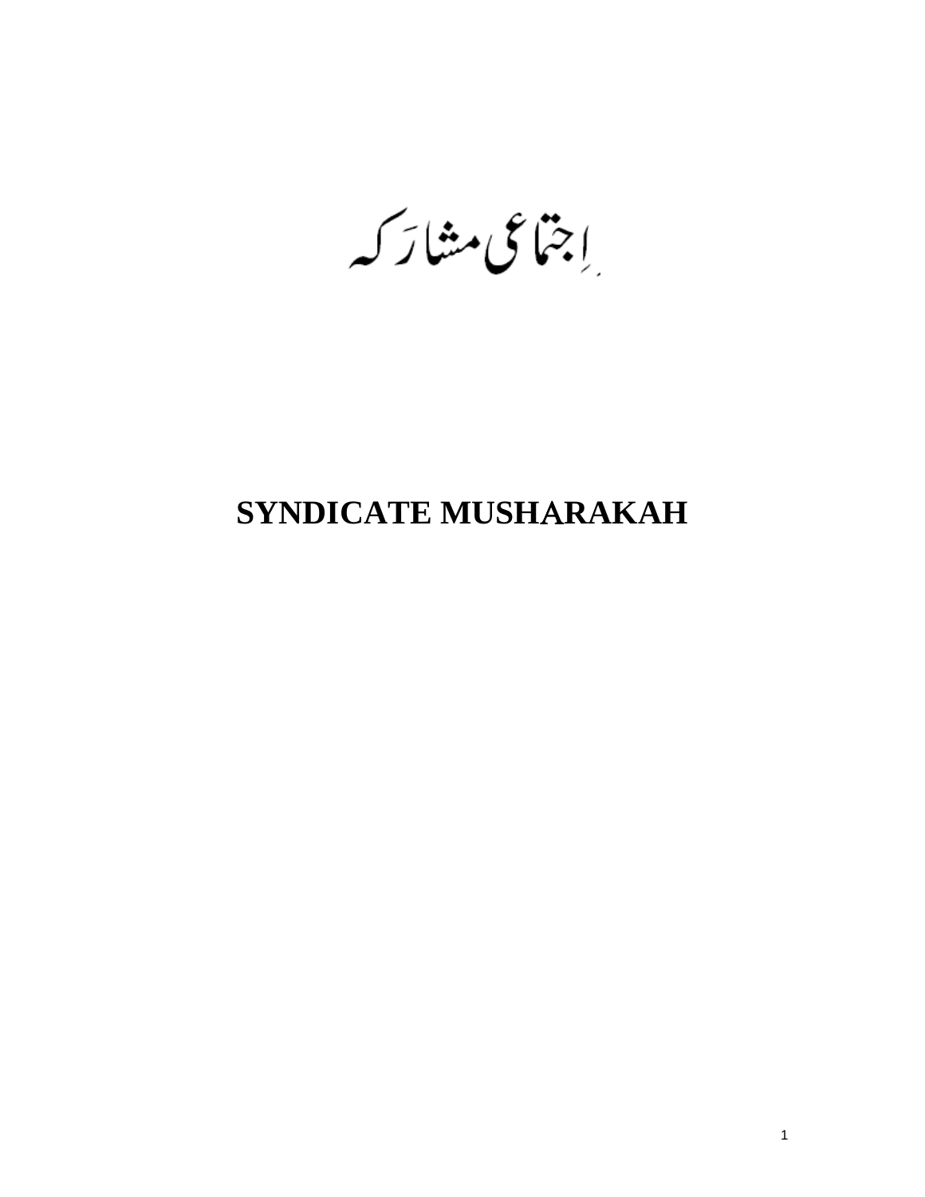# اِجتماعی مشارَکہ

# SYNDICATE MUSHARAKAH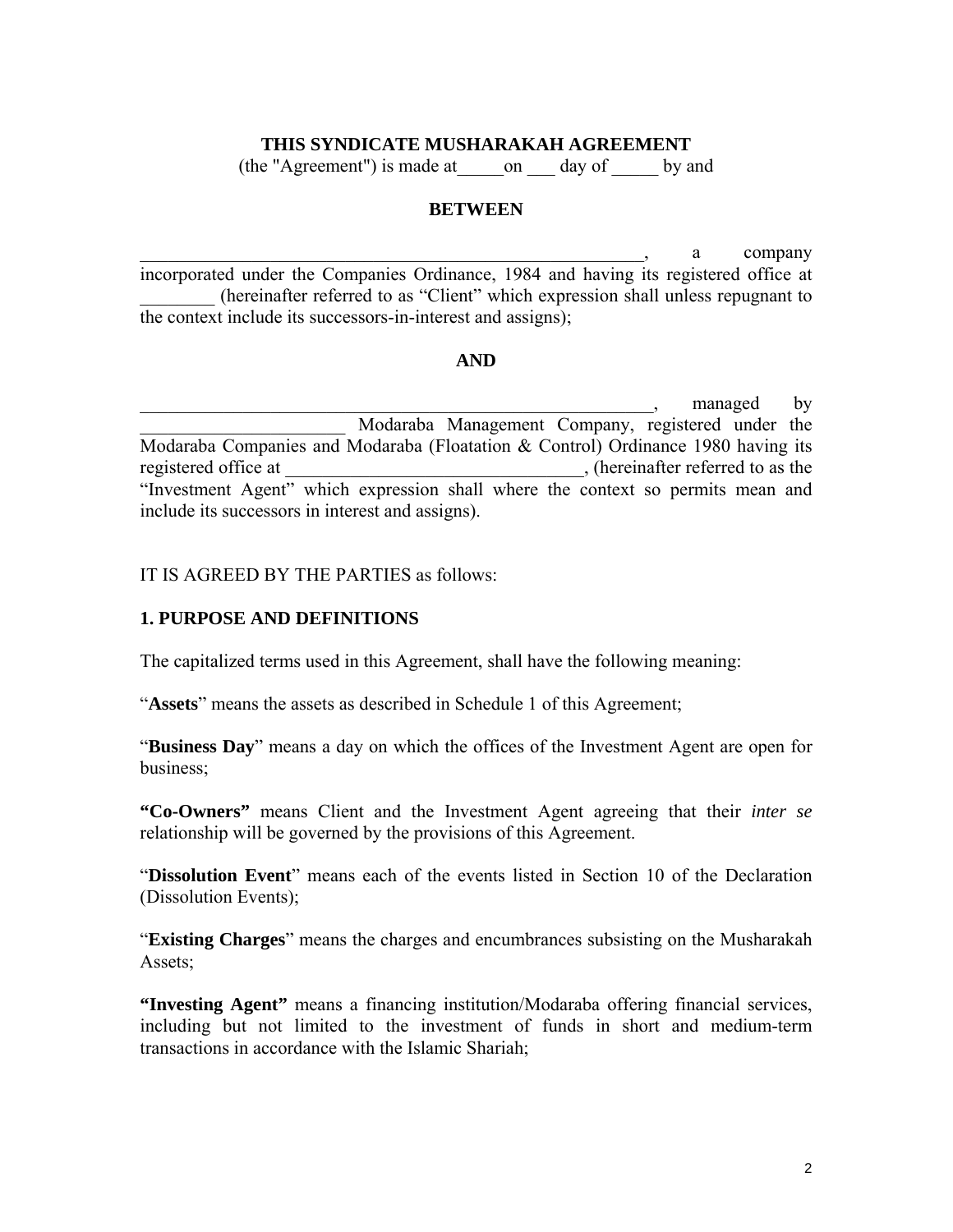**THIS SYNDICATE MUSHARAKAH AGREEMENT**

(the "Agreement") is made at_____on ___ day of _____ by and

**BETWEEN**

__________________________________________________________, a company incorporated under the Companies Ordinance, 1984 and having its registered office at ________ (hereinafter referred to as "Client" which expression shall unless repugnant to the context include its successors-in-interest and assigns);

**AND**

__________________________________________________________, managed by ______________________ Modaraba Management Company, registered under the Modaraba Companies and Modaraba (Floatation & Control) Ordinance 1980 having its registered office at ________________________________, (hereinafter referred to as the "Investment Agent" which expression shall where the context so permits mean and include its successors in interest and assigns).

IT IS AGREED BY THE PARTIES as follows:

**1. PURPOSE AND DEFINITIONS**

The capitalized terms used in this Agreement, shall have the following meaning:

"**Assets**" means the assets as described in Schedule 1 of this Agreement;

"**Business Day**" means a day on which the offices of the Investment Agent are open for business;

**"Co-Owners"** means Client and the Investment Agent agreeing that their *inter se* relationship will be governed by the provisions of this Agreement.

"**Dissolution Event**" means each of the events listed in Section 10 of the Declaration (Dissolution Events);

"**Existing Charges**" means the charges and encumbrances subsisting on the Musharakah Assets;

**"Investing Agent"** means a financing institution/Modaraba offering financial services, including but not limited to the investment of funds in short and medium-term transactions in accordance with the Islamic Shariah;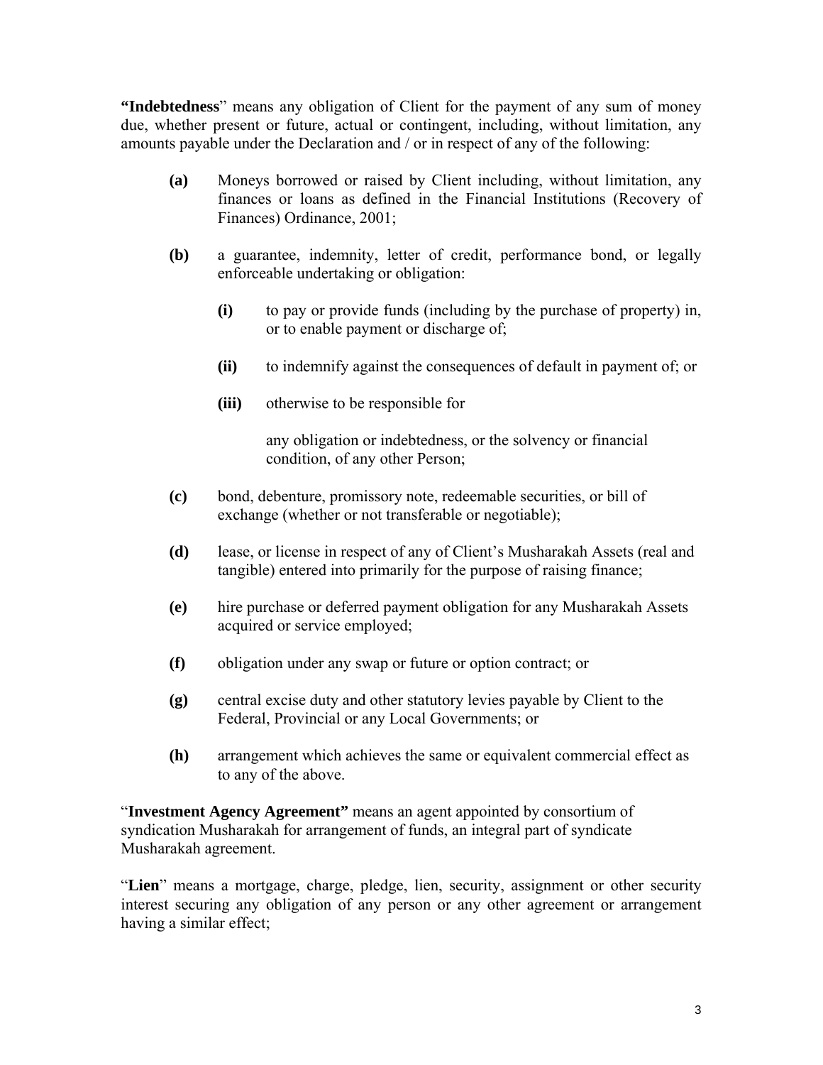**"Indebtedness**" means any obligation of Client for the payment of any sum of money due, whether present or future, actual or contingent, including, without limitation, any amounts payable under the Declaration and / or in respect of any of the following:

- **(a)** Moneys borrowed or raised by Client including, without limitation, any finances or loans as defined in the Financial Institutions (Recovery of Finances) Ordinance, 2001;

- **(b)** a guarantee, indemnity, letter of credit, performance bond, or legally enforceable undertaking or obligation:

  - **(i)** to pay or provide funds (including by the purchase of property) in, or to enable payment or discharge of;

  - **(ii)** to indemnify against the consequences of default in payment of; or

  - **(iii)** otherwise to be responsible for

    any obligation or indebtedness, or the solvency or financial condition, of any other Person;

- **(c)** bond, debenture, promissory note, redeemable securities, or bill of exchange (whether or not transferable or negotiable);

- **(d)** lease, or license in respect of any of Client's Musharakah Assets (real and tangible) entered into primarily for the purpose of raising finance;

- **(e)** hire purchase or deferred payment obligation for any Musharakah Assets acquired or service employed;

- **(f)** obligation under any swap or future or option contract; or

- **(g)** central excise duty and other statutory levies payable by Client to the Federal, Provincial or any Local Governments; or

- **(h)** arrangement which achieves the same or equivalent commercial effect as to any of the above.

"**Investment Agency Agreement"** means an agent appointed by consortium of syndication Musharakah for arrangement of funds, an integral part of syndicate Musharakah agreement.

"**Lien**" means a mortgage, charge, pledge, lien, security, assignment or other security interest securing any obligation of any person or any other agreement or arrangement having a similar effect;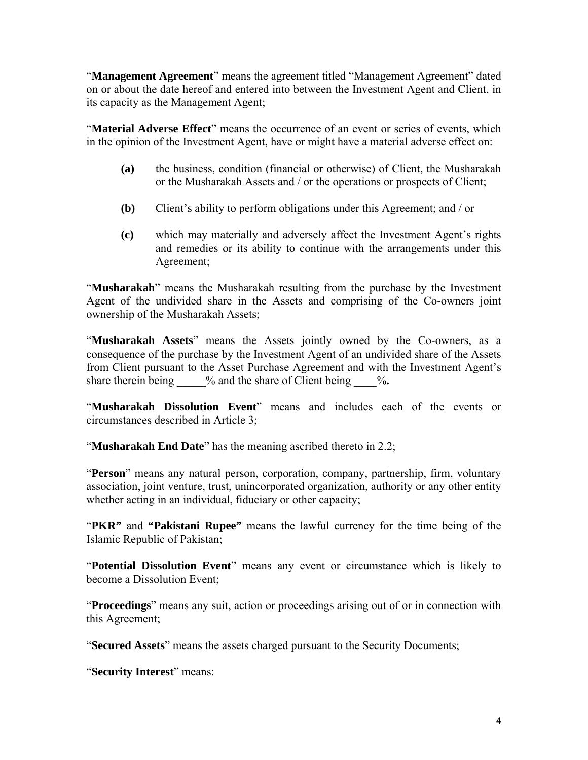"**Management Agreement**" means the agreement titled "Management Agreement" dated on or about the date hereof and entered into between the Investment Agent and Client, in its capacity as the Management Agent;

"**Material Adverse Effect**" means the occurrence of an event or series of events, which in the opinion of the Investment Agent, have or might have a material adverse effect on:

**(a)** the business, condition (financial or otherwise) of Client, the Musharakah or the Musharakah Assets and / or the operations or prospects of Client;

**(b)** Client's ability to perform obligations under this Agreement; and / or

**(c)** which may materially and adversely affect the Investment Agent's rights and remedies or its ability to continue with the arrangements under this Agreement;

"**Musharakah**" means the Musharakah resulting from the purchase by the Investment Agent of the undivided share in the Assets and comprising of the Co-owners joint ownership of the Musharakah Assets;

"**Musharakah Assets**" means the Assets jointly owned by the Co-owners, as a consequence of the purchase by the Investment Agent of an undivided share of the Assets from Client pursuant to the Asset Purchase Agreement and with the Investment Agent's share therein being _____% and the share of Client being ____%**.**

"**Musharakah Dissolution Event**" means and includes each of the events or circumstances described in Article 3;

"**Musharakah End Date**" has the meaning ascribed thereto in 2.2;

"**Person**" means any natural person, corporation, company, partnership, firm, voluntary association, joint venture, trust, unincorporated organization, authority or any other entity whether acting in an individual, fiduciary or other capacity;

"**PKR"** and **"Pakistani Rupee"** means the lawful currency for the time being of the Islamic Republic of Pakistan;

"**Potential Dissolution Event**" means any event or circumstance which is likely to become a Dissolution Event;

"**Proceedings**" means any suit, action or proceedings arising out of or in connection with this Agreement;

"**Secured Assets**" means the assets charged pursuant to the Security Documents;

"**Security Interest**" means: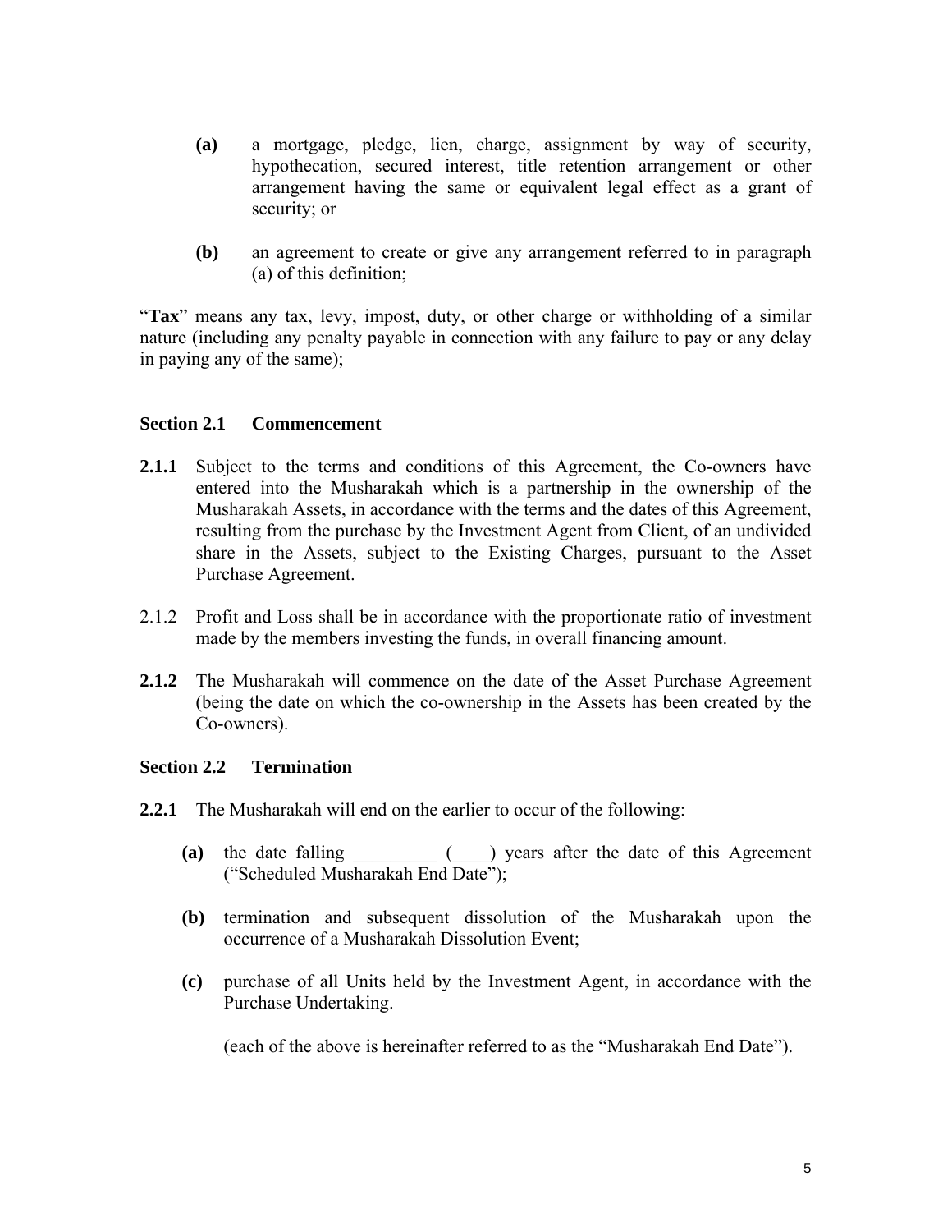**(a)** a mortgage, pledge, lien, charge, assignment by way of security, hypothecation, secured interest, title retention arrangement or other arrangement having the same or equivalent legal effect as a grant of security; or

**(b)** an agreement to create or give any arrangement referred to in paragraph (a) of this definition;

"**Tax**" means any tax, levy, impost, duty, or other charge or withholding of a similar nature (including any penalty payable in connection with any failure to pay or any delay in paying any of the same);

### Section 2.1 Commencement

**2.1.1** Subject to the terms and conditions of this Agreement, the Co-owners have entered into the Musharakah which is a partnership in the ownership of the Musharakah Assets, in accordance with the terms and the dates of this Agreement, resulting from the purchase by the Investment Agent from Client, of an undivided share in the Assets, subject to the Existing Charges, pursuant to the Asset Purchase Agreement.

2.1.2 Profit and Loss shall be in accordance with the proportionate ratio of investment made by the members investing the funds, in overall financing amount.

**2.1.2** The Musharakah will commence on the date of the Asset Purchase Agreement (being the date on which the co-ownership in the Assets has been created by the Co-owners).

### Section 2.2 Termination

**2.2.1** The Musharakah will end on the earlier to occur of the following:

**(a)** the date falling _________ (____) years after the date of this Agreement ("Scheduled Musharakah End Date");

**(b)** termination and subsequent dissolution of the Musharakah upon the occurrence of a Musharakah Dissolution Event;

**(c)** purchase of all Units held by the Investment Agent, in accordance with the Purchase Undertaking.

(each of the above is hereinafter referred to as the "Musharakah End Date").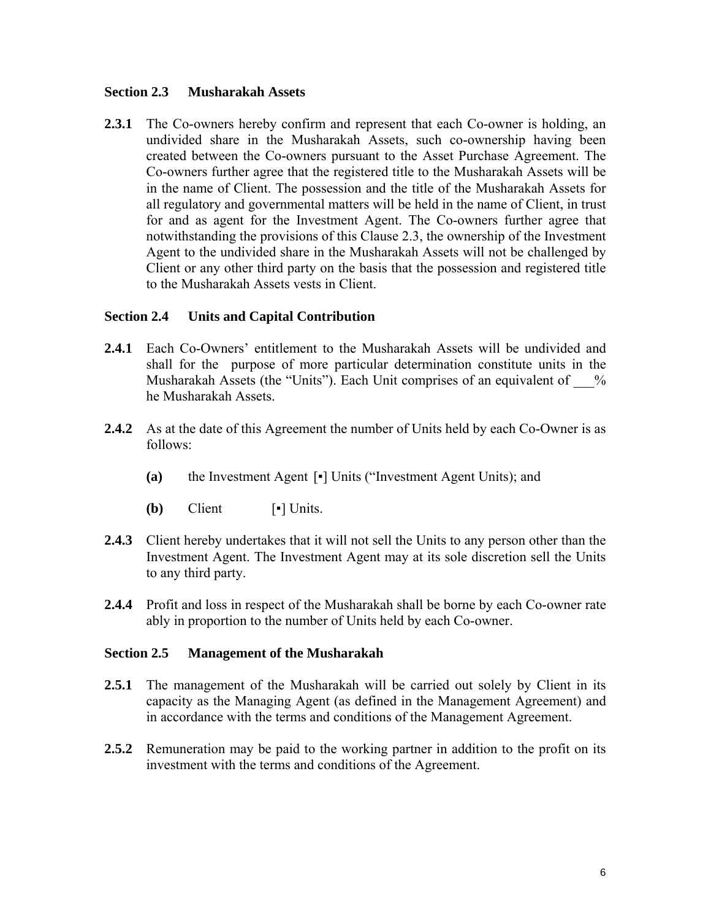### Section 2.3 Musharakah Assets

**2.3.1** The Co-owners hereby confirm and represent that each Co-owner is holding, an undivided share in the Musharakah Assets, such co-ownership having been created between the Co-owners pursuant to the Asset Purchase Agreement. The Co-owners further agree that the registered title to the Musharakah Assets will be in the name of Client. The possession and the title of the Musharakah Assets for all regulatory and governmental matters will be held in the name of Client, in trust for and as agent for the Investment Agent. The Co-owners further agree that notwithstanding the provisions of this Clause 2.3, the ownership of the Investment Agent to the undivided share in the Musharakah Assets will not be challenged by Client or any other third party on the basis that the possession and registered title to the Musharakah Assets vests in Client.

### Section 2.4 Units and Capital Contribution

**2.4.1** Each Co-Owners' entitlement to the Musharakah Assets will be undivided and shall for the purpose of more particular determination constitute units in the Musharakah Assets (the "Units"). Each Unit comprises of an equivalent of ___% he Musharakah Assets.

**2.4.2** As at the date of this Agreement the number of Units held by each Co-Owner is as follows:

- **(a)** the Investment Agent [▪] Units ("Investment Agent Units); and
- **(b)** Client [▪] Units.

**2.4.3** Client hereby undertakes that it will not sell the Units to any person other than the Investment Agent. The Investment Agent may at its sole discretion sell the Units to any third party.

**2.4.4** Profit and loss in respect of the Musharakah shall be borne by each Co-owner rate ably in proportion to the number of Units held by each Co-owner.

### Section 2.5 Management of the Musharakah

**2.5.1** The management of the Musharakah will be carried out solely by Client in its capacity as the Managing Agent (as defined in the Management Agreement) and in accordance with the terms and conditions of the Management Agreement.

**2.5.2** Remuneration may be paid to the working partner in addition to the profit on its investment with the terms and conditions of the Agreement.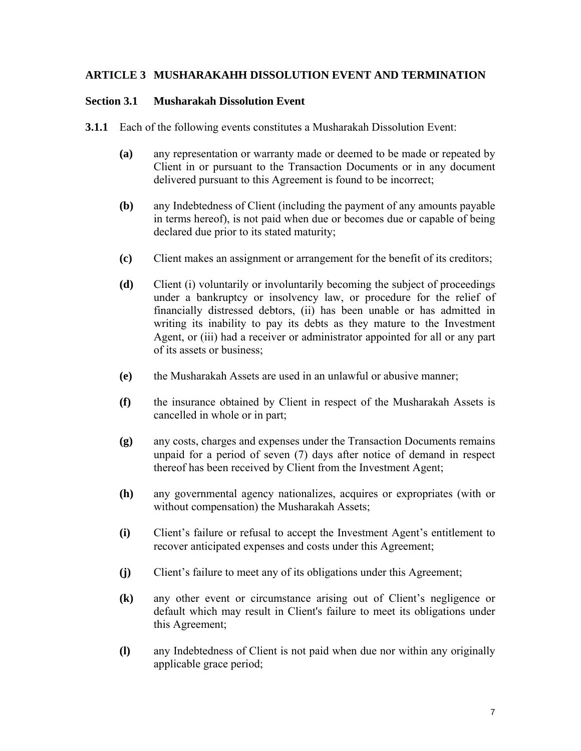## ARTICLE 3 MUSHARAKAHH DISSOLUTION EVENT AND TERMINATION

### Section 3.1 Musharakah Dissolution Event

**3.1.1** Each of the following events constitutes a Musharakah Dissolution Event:

**(a)** any representation or warranty made or deemed to be made or repeated by Client in or pursuant to the Transaction Documents or in any document delivered pursuant to this Agreement is found to be incorrect;

**(b)** any Indebtedness of Client (including the payment of any amounts payable in terms hereof), is not paid when due or becomes due or capable of being declared due prior to its stated maturity;

**(c)** Client makes an assignment or arrangement for the benefit of its creditors;

**(d)** Client (i) voluntarily or involuntarily becoming the subject of proceedings under a bankruptcy or insolvency law, or procedure for the relief of financially distressed debtors, (ii) has been unable or has admitted in writing its inability to pay its debts as they mature to the Investment Agent, or (iii) had a receiver or administrator appointed for all or any part of its assets or business;

**(e)** the Musharakah Assets are used in an unlawful or abusive manner;

**(f)** the insurance obtained by Client in respect of the Musharakah Assets is cancelled in whole or in part;

**(g)** any costs, charges and expenses under the Transaction Documents remains unpaid for a period of seven (7) days after notice of demand in respect thereof has been received by Client from the Investment Agent;

**(h)** any governmental agency nationalizes, acquires or expropriates (with or without compensation) the Musharakah Assets;

**(i)** Client's failure or refusal to accept the Investment Agent's entitlement to recover anticipated expenses and costs under this Agreement;

**(j)** Client's failure to meet any of its obligations under this Agreement;

**(k)** any other event or circumstance arising out of Client's negligence or default which may result in Client's failure to meet its obligations under this Agreement;

**(l)** any Indebtedness of Client is not paid when due nor within any originally applicable grace period;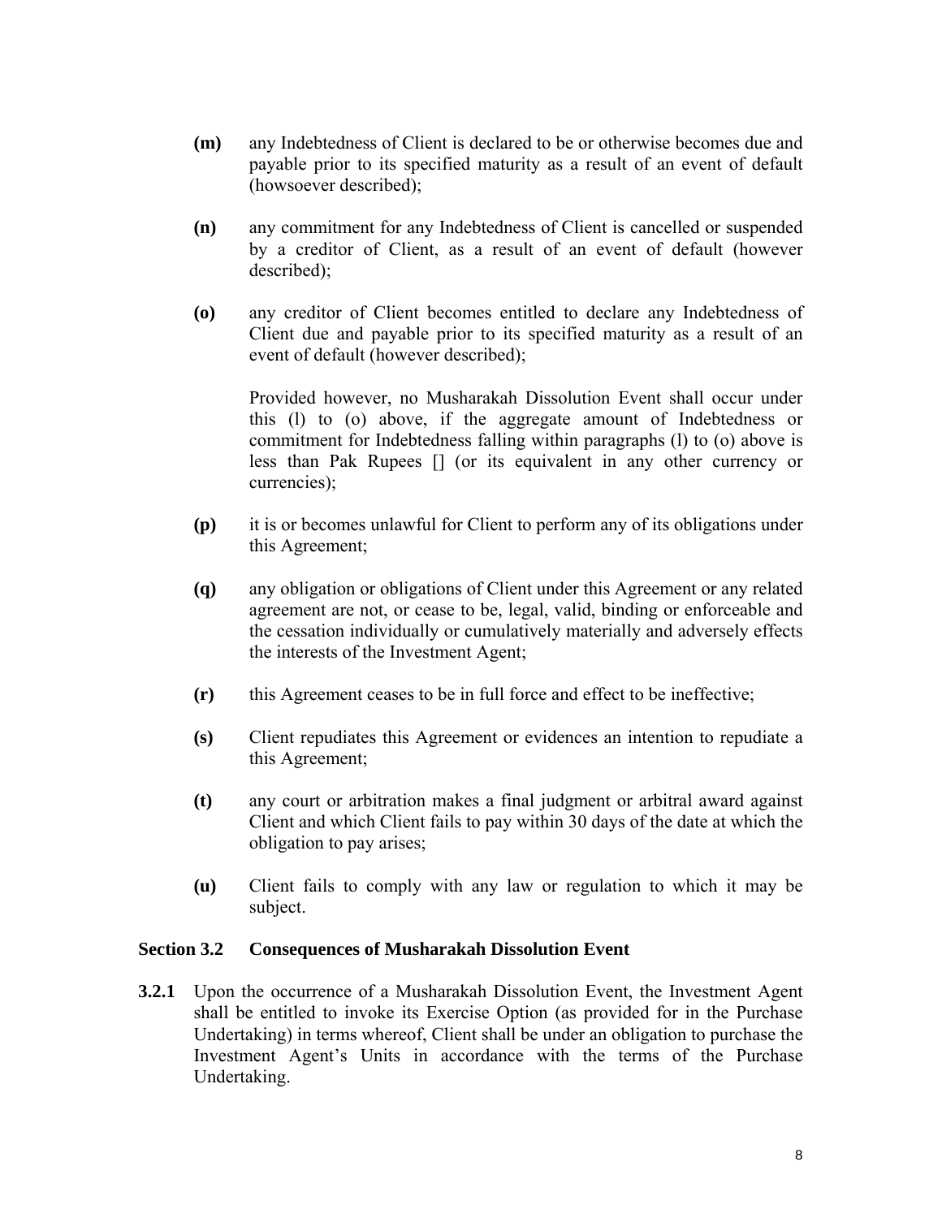**(m)** any Indebtedness of Client is declared to be or otherwise becomes due and payable prior to its specified maturity as a result of an event of default (howsoever described);

**(n)** any commitment for any Indebtedness of Client is cancelled or suspended by a creditor of Client, as a result of an event of default (however described);

**(o)** any creditor of Client becomes entitled to declare any Indebtedness of Client due and payable prior to its specified maturity as a result of an event of default (however described);

Provided however, no Musharakah Dissolution Event shall occur under this (l) to (o) above, if the aggregate amount of Indebtedness or commitment for Indebtedness falling within paragraphs (l) to (o) above is less than Pak Rupees [] (or its equivalent in any other currency or currencies);

**(p)** it is or becomes unlawful for Client to perform any of its obligations under this Agreement;

**(q)** any obligation or obligations of Client under this Agreement or any related agreement are not, or cease to be, legal, valid, binding or enforceable and the cessation individually or cumulatively materially and adversely effects the interests of the Investment Agent;

**(r)** this Agreement ceases to be in full force and effect to be ineffective;

**(s)** Client repudiates this Agreement or evidences an intention to repudiate a this Agreement;

**(t)** any court or arbitration makes a final judgment or arbitral award against Client and which Client fails to pay within 30 days of the date at which the obligation to pay arises;

**(u)** Client fails to comply with any law or regulation to which it may be subject.

### Section 3.2 Consequences of Musharakah Dissolution Event

**3.2.1** Upon the occurrence of a Musharakah Dissolution Event, the Investment Agent shall be entitled to invoke its Exercise Option (as provided for in the Purchase Undertaking) in terms whereof, Client shall be under an obligation to purchase the Investment Agent's Units in accordance with the terms of the Purchase Undertaking.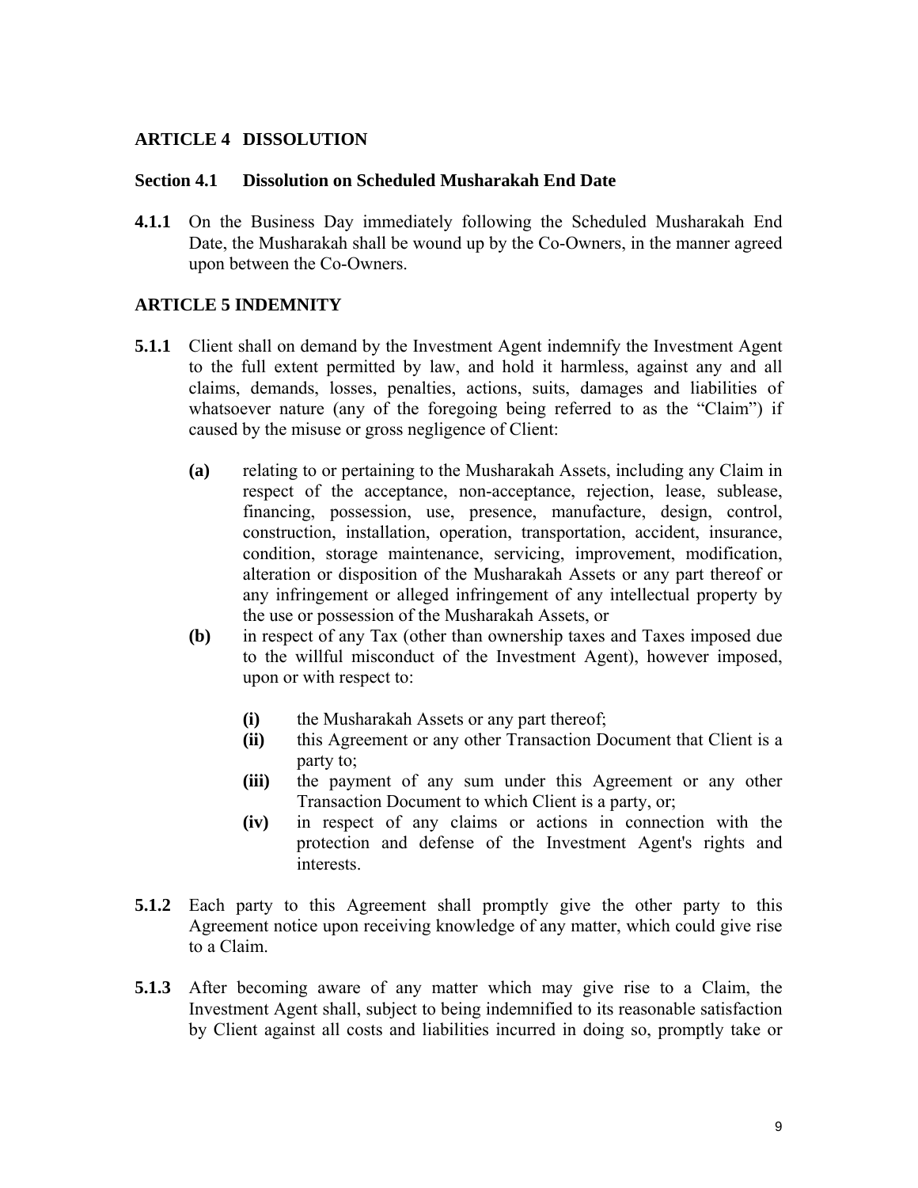## ARTICLE 4 DISSOLUTION

### Section 4.1 Dissolution on Scheduled Musharakah End Date

**4.1.1** On the Business Day immediately following the Scheduled Musharakah End Date, the Musharakah shall be wound up by the Co-Owners, in the manner agreed upon between the Co-Owners.

## ARTICLE 5 INDEMNITY

**5.1.1** Client shall on demand by the Investment Agent indemnify the Investment Agent to the full extent permitted by law, and hold it harmless, against any and all claims, demands, losses, penalties, actions, suits, damages and liabilities of whatsoever nature (any of the foregoing being referred to as the "Claim") if caused by the misuse or gross negligence of Client:

- **(a)** relating to or pertaining to the Musharakah Assets, including any Claim in respect of the acceptance, non-acceptance, rejection, lease, sublease, financing, possession, use, presence, manufacture, design, control, construction, installation, operation, transportation, accident, insurance, condition, storage maintenance, servicing, improvement, modification, alteration or disposition of the Musharakah Assets or any part thereof or any infringement or alleged infringement of any intellectual property by the use or possession of the Musharakah Assets, or
- **(b)** in respect of any Tax (other than ownership taxes and Taxes imposed due to the willful misconduct of the Investment Agent), however imposed, upon or with respect to:
  - **(i)** the Musharakah Assets or any part thereof;
  - **(ii)** this Agreement or any other Transaction Document that Client is a party to;
  - **(iii)** the payment of any sum under this Agreement or any other Transaction Document to which Client is a party, or;
  - **(iv)** in respect of any claims or actions in connection with the protection and defense of the Investment Agent's rights and interests.

**5.1.2** Each party to this Agreement shall promptly give the other party to this Agreement notice upon receiving knowledge of any matter, which could give rise to a Claim.

**5.1.3** After becoming aware of any matter which may give rise to a Claim, the Investment Agent shall, subject to being indemnified to its reasonable satisfaction by Client against all costs and liabilities incurred in doing so, promptly take or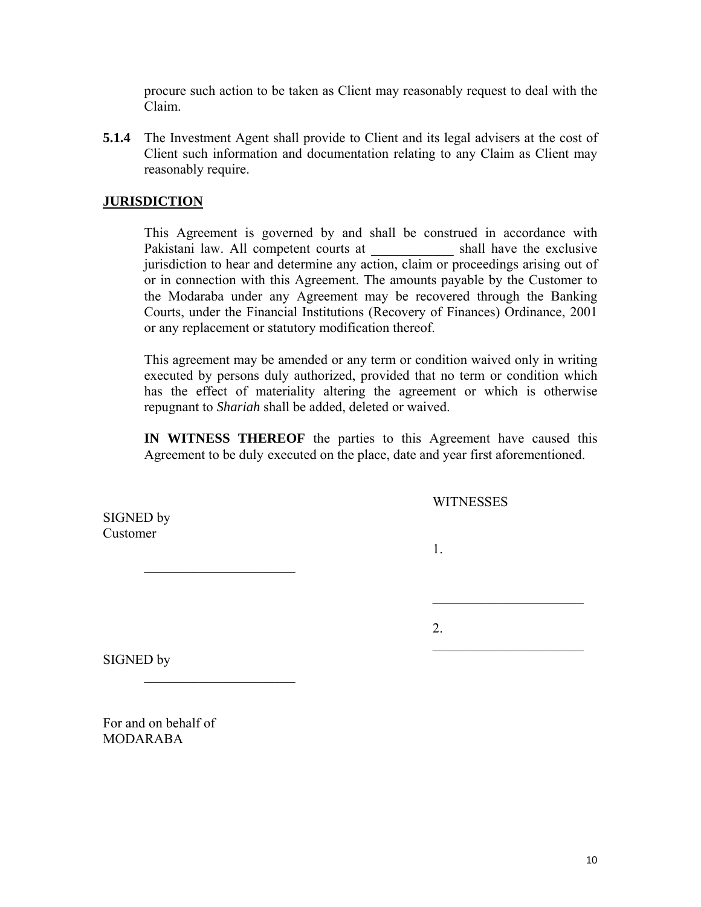procure such action to be taken as Client may reasonably request to deal with the Claim.

**5.1.4** The Investment Agent shall provide to Client and its legal advisers at the cost of Client such information and documentation relating to any Claim as Client may reasonably require.

## **JURISDICTION**

This Agreement is governed by and shall be construed in accordance with Pakistani law. All competent courts at ____________ shall have the exclusive jurisdiction to hear and determine any action, claim or proceedings arising out of or in connection with this Agreement. The amounts payable by the Customer to the Modaraba under any Agreement may be recovered through the Banking Courts, under the Financial Institutions (Recovery of Finances) Ordinance, 2001 or any replacement or statutory modification thereof.

This agreement may be amended or any term or condition waived only in writing executed by persons duly authorized, provided that no term or condition which has the effect of materiality altering the agreement or which is otherwise repugnant to *Shariah* shall be added, deleted or waived.

**IN WITNESS THEREOF** the parties to this Agreement have caused this Agreement to be duly executed on the place, date and year first aforementioned.

WITNESSES

SIGNED by
Customer

______________________

1.

______________________

2.

______________________

SIGNED by

______________________

For and on behalf of
MODARABA